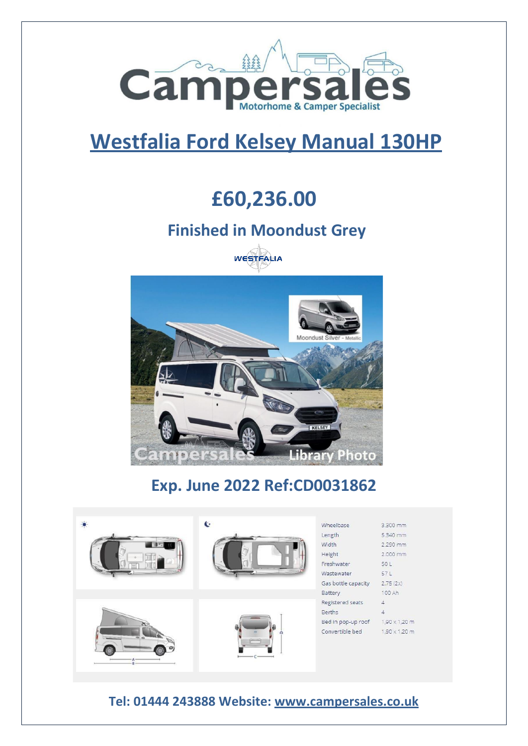# Westfalia Ford Kelsey Manual 130HP

## £60,236.00

### Finished in Moondust Grey

### Exp. June 2022 Ref:CD0031862

| | |
|---|---|
| Wheelbase | 3.300 mm |
| Length | 5.340 mm |
| Width | 2.290 mm |
| Height | 2.000 mm |
| Freshwater | 50 L |
| Wastewater | 57 L |
| Gas bottle capacity | 2,75 (2x) |
| Battery | 100 Ah |
| Registered seats | 4 |
| Berths | 4 |
| Bed in pop-up roof | 1,90 x 1,20 m |
| Convertible bed | 1,90 x 1,20 m |

**Tel: 01444 243888 Website: www.campersales.co.uk**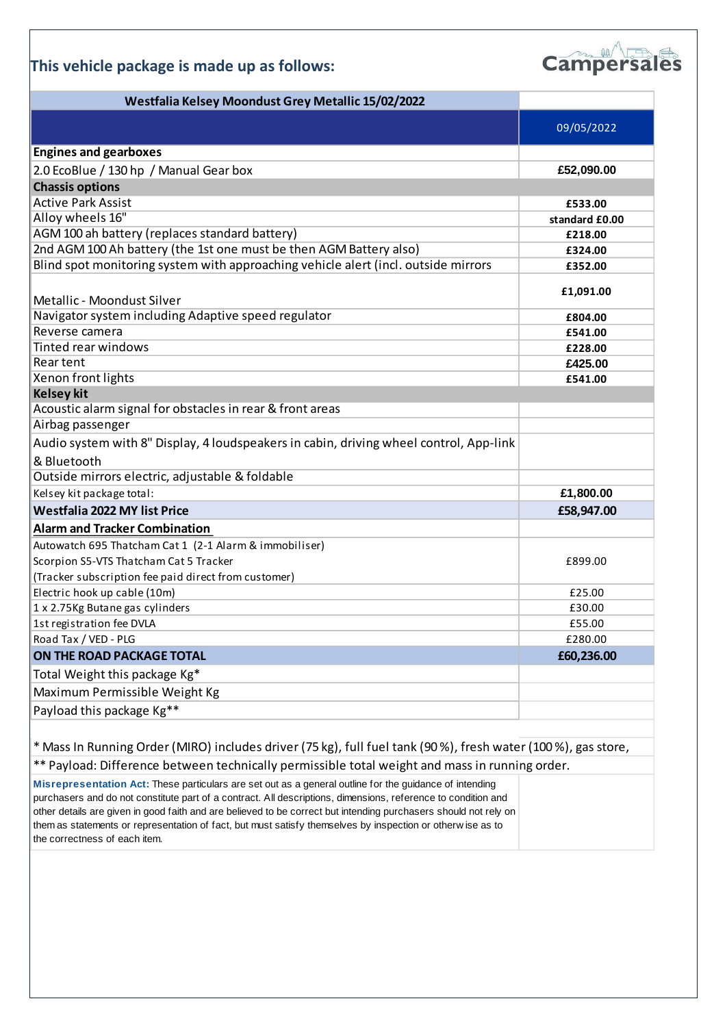## This vehicle package is made up as follows:

Campersales

| Westfalia Kelsey Moondust Grey Metallic 15/02/2022 | |
|---|---|
| | 09/05/2022 |
| **Engines and gearboxes** | |
| 2.0 EcoBlue / 130 hp / Manual Gear box | **£52,090.00** |
| **Chassis options** | |
| Active Park Assist | **£533.00** |
| Alloy wheels 16" | **standard £0.00** |
| AGM 100 ah battery (replaces standard battery) | **£218.00** |
| 2nd AGM 100 Ah battery (the 1st one must be then AGM Battery also) | **£324.00** |
| Blind spot monitoring system with approaching vehicle alert (incl. outside mirrors | **£352.00** |
| Metallic - Moondust Silver | **£1,091.00** |
| Navigator system including Adaptive speed regulator | **£804.00** |
| Reverse camera | **£541.00** |
| Tinted rear windows | **£228.00** |
| Rear tent | **£425.00** |
| Xenon front lights | **£541.00** |
| **Kelsey kit** | |
| Acoustic alarm signal for obstacles in rear & front areas | |
| Airbag passenger | |
| Audio system with 8" Display, 4 loudspeakers in cabin, driving wheel control, App-link & Bluetooth | |
| Outside mirrors electric, adjustable & foldable | |
| Kelsey kit package total: | **£1,800.00** |
| **Westfalia 2022 MY list Price** | **£58,947.00** |
| **Alarm and Tracker Combination** | |
| Autowatch 695 Thatcham Cat 1 (2-1 Alarm & immobiliser)<br>Scorpion S5-VTS Thatcham Cat 5 Tracker<br>(Tracker subscription fee paid direct from customer) | £899.00 |
| Electric hook up cable (10m) | £25.00 |
| 1 x 2.75Kg Butane gas cylinders | £30.00 |
| 1st registration fee DVLA | £55.00 |
| Road Tax / VED - PLG | £280.00 |
| **ON THE ROAD PACKAGE TOTAL** | **£60,236.00** |
| Total Weight this package Kg* | |
| Maximum Permissible Weight Kg | |
| Payload this package Kg** | |

* Mass In Running Order (MIRO) includes driver (75 kg), full fuel tank (90 %), fresh water (100 %), gas store,

** Payload: Difference between technically permissible total weight and mass in running order.

**Misrepresentation Act:** These particulars are set out as a general outline for the guidance of intending purchasers and do not constitute part of a contract. All descriptions, dimensions, reference to condition and other details are given in good faith and are believed to be correct but intending purchasers should not rely on them as statements or representation of fact, but must satisfy themselves by inspection or otherwise as to the correctness of each item.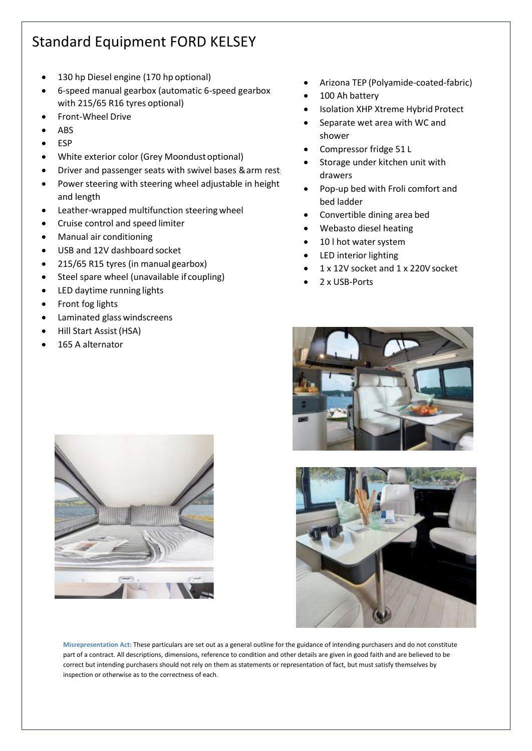# Standard Equipment FORD KELSEY

- 130 hp Diesel engine (170 hp optional)
- 6-speed manual gearbox (automatic 6-speed gearbox with 215/65 R16 tyres optional)
- Front-Wheel Drive
- ABS
- ESP
- White exterior color (Grey Moondust optional)
- Driver and passenger seats with swivel bases & arm rest
- Power steering with steering wheel adjustable in height and length
- Leather-wrapped multifunction steering wheel
- Cruise control and speed limiter
- Manual air conditioning
- USB and 12V dashboard socket
- 215/65 R15 tyres (in manual gearbox)
- Steel spare wheel (unavailable if coupling)
- LED daytime running lights
- Front fog lights
- Laminated glass windscreens
- Hill Start Assist (HSA)
- 165 A alternator
- Arizona TEP (Polyamide-coated-fabric)
- 100 Ah battery
- Isolation XHP Xtreme Hybrid Protect
- Separate wet area with WC and shower
- Compressor fridge 51 L
- Storage under kitchen unit with drawers
- Pop-up bed with Froli comfort and bed ladder
- Convertible dining area bed
- Webasto diesel heating
- 10 l hot water system
- LED interior lighting
- 1 x 12V socket and 1 x 220V socket
- 2 x USB-Ports

**Misrepresentation Act:** These particulars are set out as a general outline for the guidance of intending purchasers and do not constitute part of a contract. All descriptions, dimensions, reference to condition and other details are given in good faith and are believed to be correct but intending purchasers should not rely on them as statements or representation of fact, but must satisfy themselves by inspection or otherwise as to the correctness of each.